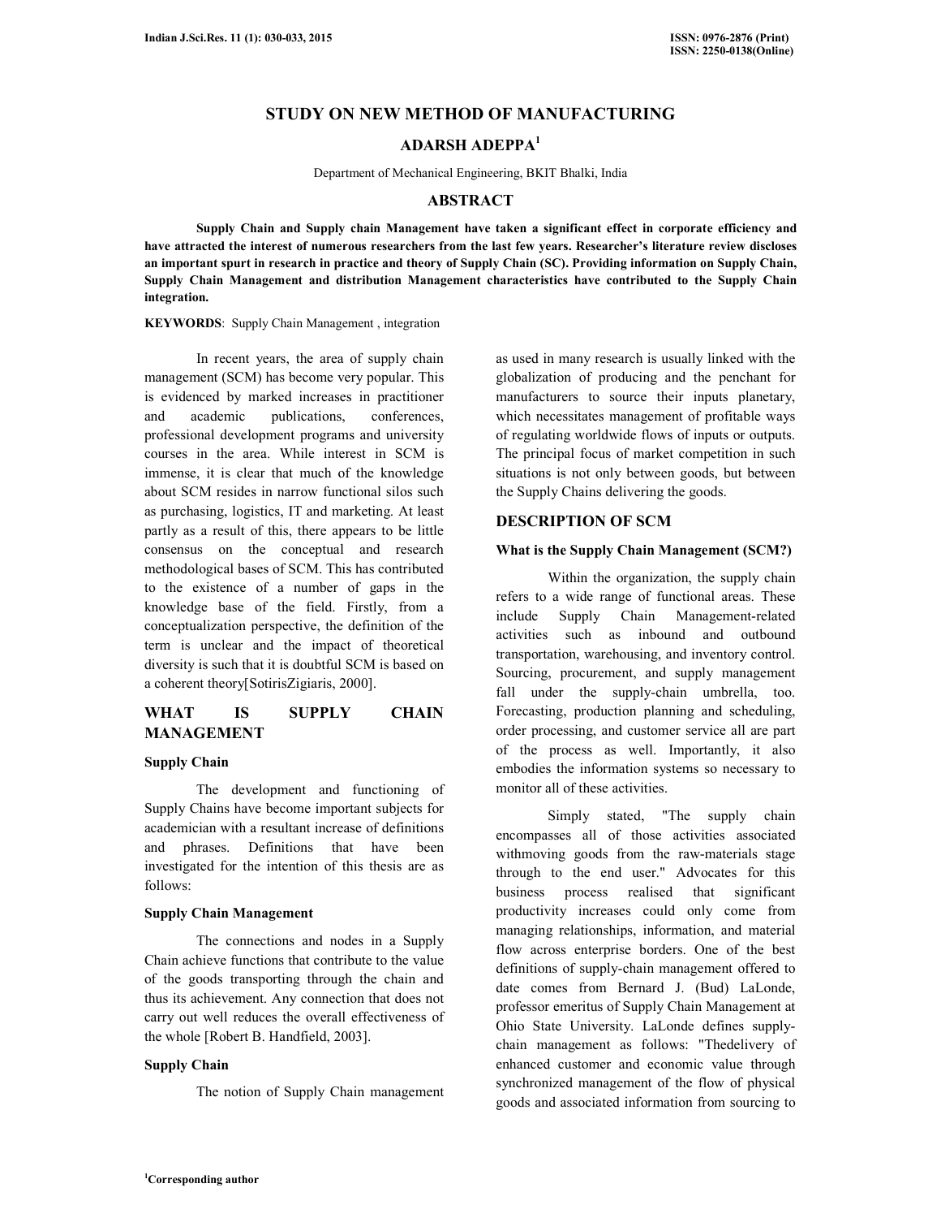# STUDY ON NEW METHOD OF MANUFACTURING

**ADARSH ADEPPA[1]**

Department of Mechanical Engineering, BKIT Bhalki, India

## ABSTRACT

**Supply Chain and Supply chain Management have taken a significant effect in corporate efficiency and have attracted the interest of numerous researchers from the last few years. Researcher's literature review discloses an important spurt in research in practice and theory of Supply Chain (SC). Providing information on Supply Chain, Supply Chain Management and distribution Management characteristics have contributed to the Supply Chain integration.**

**KEYWORDS**: Supply Chain Management , integration

In recent years, the area of supply chain management (SCM) has become very popular. This is evidenced by marked increases in practitioner and academic publications, conferences, professional development programs and university courses in the area. While interest in SCM is immense, it is clear that much of the knowledge about SCM resides in narrow functional silos such as purchasing, logistics, IT and marketing. At least partly as a result of this, there appears to be little consensus on the conceptual and research methodological bases of SCM. This has contributed to the existence of a number of gaps in the knowledge base of the field. Firstly, from a conceptualization perspective, the definition of the term is unclear and the impact of theoretical diversity is such that it is doubtful SCM is based on a coherent theory[SotirisZigiaris, 2000].

## WHAT IS SUPPLY CHAIN MANAGEMENT

### Supply Chain

The development and functioning of Supply Chains have become important subjects for academician with a resultant increase of definitions and phrases. Definitions that have been investigated for the intention of this thesis are as follows:

### Supply Chain Management

The connections and nodes in a Supply Chain achieve functions that contribute to the value of the goods transporting through the chain and thus its achievement. Any connection that does not carry out well reduces the overall effectiveness of the whole [Robert B. Handfield, 2003].

### Supply Chain

The notion of Supply Chain management as used in many research is usually linked with the globalization of producing and the penchant for manufacturers to source their inputs planetary, which necessitates management of profitable ways of regulating worldwide flows of inputs or outputs. The principal focus of market competition in such situations is not only between goods, but between the Supply Chains delivering the goods.

## DESCRIPTION OF SCM

### What is the Supply Chain Management (SCM?)

Within the organization, the supply chain refers to a wide range of functional areas. These include Supply Chain Management-related activities such as inbound and outbound transportation, warehousing, and inventory control. Sourcing, procurement, and supply management fall under the supply-chain umbrella, too. Forecasting, production planning and scheduling, order processing, and customer service all are part of the process as well. Importantly, it also embodies the information systems so necessary to monitor all of these activities.

Simply stated, "The supply chain encompasses all of those activities associated withmoving goods from the raw-materials stage through to the end user." Advocates for this business process realised that significant productivity increases could only come from managing relationships, information, and material flow across enterprise borders. One of the best definitions of supply-chain management offered to date comes from Bernard J. (Bud) LaLonde, professor emeritus of Supply Chain Management at Ohio State University. LaLonde defines supply-chain management as follows: "Thedelivery of enhanced customer and economic value through synchronized management of the flow of physical goods and associated information from sourcing to

[1]Corresponding author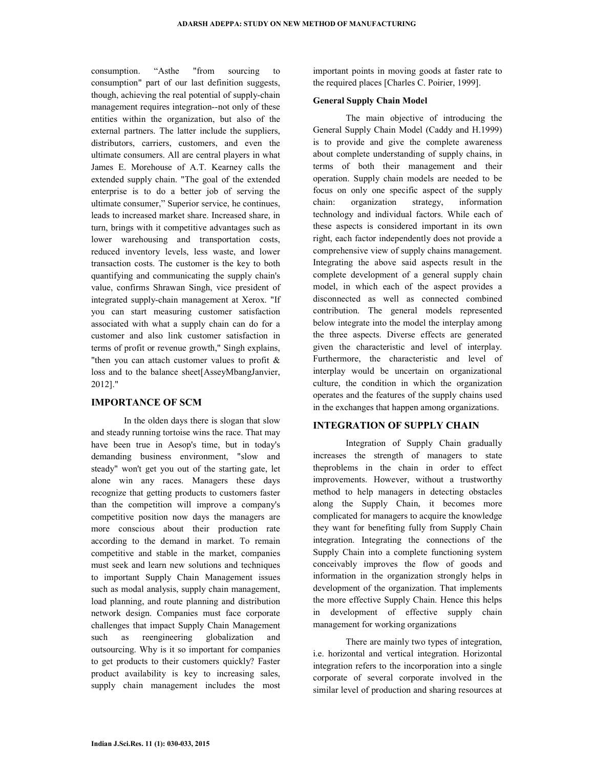consumption. "Asthe "from sourcing to consumption" part of our last definition suggests, though, achieving the real potential of supply-chain management requires integration--not only of these entities within the organization, but also of the external partners. The latter include the suppliers, distributors, carriers, customers, and even the ultimate consumers. All are central players in what James E. Morehouse of A.T. Kearney calls the extended supply chain. "The goal of the extended enterprise is to do a better job of serving the ultimate consumer," Superior service, he continues, leads to increased market share. Increased share, in turn, brings with it competitive advantages such as lower warehousing and transportation costs, reduced inventory levels, less waste, and lower transaction costs. The customer is the key to both quantifying and communicating the supply chain's value, confirms Shrawan Singh, vice president of integrated supply-chain management at Xerox. "If you can start measuring customer satisfaction associated with what a supply chain can do for a customer and also link customer satisfaction in terms of profit or revenue growth," Singh explains, "then you can attach customer values to profit & loss and to the balance sheet[AsseyMbangJanvier, 2012]."

## IMPORTANCE OF SCM

In the olden days there is slogan that slow and steady running tortoise wins the race. That may have been true in Aesop's time, but in today's demanding business environment, "slow and steady" won't get you out of the starting gate, let alone win any races. Managers these days recognize that getting products to customers faster than the competition will improve a company's competitive position now days the managers are more conscious about their production rate according to the demand in market. To remain competitive and stable in the market, companies must seek and learn new solutions and techniques to important Supply Chain Management issues such as modal analysis, supply chain management, load planning, and route planning and distribution network design. Companies must face corporate challenges that impact Supply Chain Management such as reengineering globalization and outsourcing. Why is it so important for companies to get products to their customers quickly? Faster product availability is key to increasing sales, supply chain management includes the most important points in moving goods at faster rate to the required places [Charles C. Poirier, 1999].

### General Supply Chain Model

The main objective of introducing the General Supply Chain Model (Caddy and H.1999) is to provide and give the complete awareness about complete understanding of supply chains, in terms of both their management and their operation. Supply chain models are needed to be focus on only one specific aspect of the supply chain: organization strategy, information technology and individual factors. While each of these aspects is considered important in its own right, each factor independently does not provide a comprehensive view of supply chains management. Integrating the above said aspects result in the complete development of a general supply chain model, in which each of the aspect provides a disconnected as well as connected combined contribution. The general models represented below integrate into the model the interplay among the three aspects. Diverse effects are generated given the characteristic and level of interplay. Furthermore, the characteristic and level of interplay would be uncertain on organizational culture, the condition in which the organization operates and the features of the supply chains used in the exchanges that happen among organizations.

## INTEGRATION OF SUPPLY CHAIN

Integration of Supply Chain gradually increases the strength of managers to state theproblems in the chain in order to effect improvements. However, without a trustworthy method to help managers in detecting obstacles along the Supply Chain, it becomes more complicated for managers to acquire the knowledge they want for benefiting fully from Supply Chain integration. Integrating the connections of the Supply Chain into a complete functioning system conceivably improves the flow of goods and information in the organization strongly helps in development of the organization. That implements the more effective Supply Chain. Hence this helps in development of effective supply chain management for working organizations

There are mainly two types of integration, i.e. horizontal and vertical integration. Horizontal integration refers to the incorporation into a single corporate of several corporate involved in the similar level of production and sharing resources at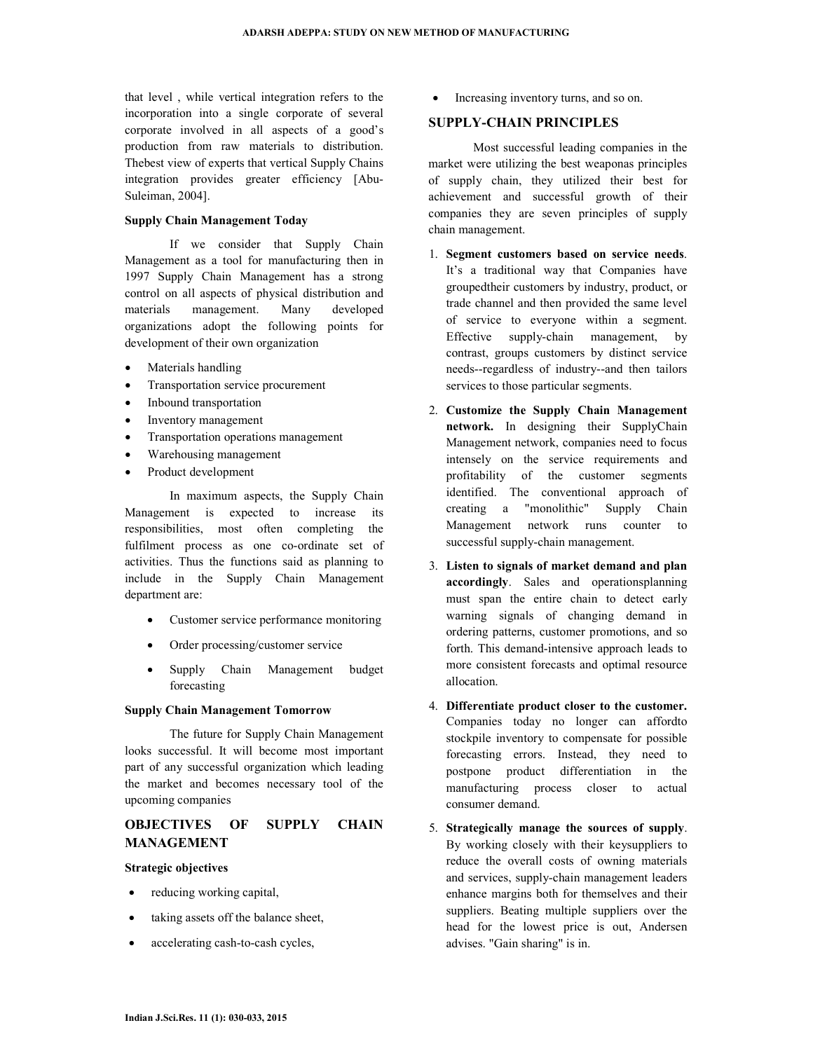that level , while vertical integration refers to the incorporation into a single corporate of several corporate involved in all aspects of a good's production from raw materials to distribution. Thebest view of experts that vertical Supply Chains integration provides greater efficiency [Abu-Suleiman, 2004].

**Supply Chain Management Today**

If we consider that Supply Chain Management as a tool for manufacturing then in 1997 Supply Chain Management has a strong control on all aspects of physical distribution and materials management. Many developed organizations adopt the following points for development of their own organization

- Materials handling
- Transportation service procurement
- Inbound transportation
- Inventory management
- Transportation operations management
- Warehousing management
- Product development

In maximum aspects, the Supply Chain Management is expected to increase its responsibilities, most often completing the fulfilment process as one co-ordinate set of activities. Thus the functions said as planning to include in the Supply Chain Management department are:

- Customer service performance monitoring
- Order processing/customer service
- Supply Chain Management budget forecasting

**Supply Chain Management Tomorrow**

The future for Supply Chain Management looks successful. It will become most important part of any successful organization which leading the market and becomes necessary tool of the upcoming companies

## OBJECTIVES OF SUPPLY CHAIN MANAGEMENT

**Strategic objectives**

- reducing working capital,
- taking assets off the balance sheet,
- accelerating cash-to-cash cycles,
- Increasing inventory turns, and so on.

## SUPPLY-CHAIN PRINCIPLES

Most successful leading companies in the market were utilizing the best weaponas principles of supply chain, they utilized their best for achievement and successful growth of their companies they are seven principles of supply chain management.

1. **Segment customers based on service needs**. It's a traditional way that Companies have groupedtheir customers by industry, product, or trade channel and then provided the same level of service to everyone within a segment. Effective supply-chain management, by contrast, groups customers by distinct service needs--regardless of industry--and then tailors services to those particular segments.
2. **Customize the Supply Chain Management network.** In designing their SupplyChain Management network, companies need to focus intensely on the service requirements and profitability of the customer segments identified. The conventional approach of creating a "monolithic" Supply Chain Management network runs counter to successful supply-chain management.
3. **Listen to signals of market demand and plan accordingly**. Sales and operationsplanning must span the entire chain to detect early warning signals of changing demand in ordering patterns, customer promotions, and so forth. This demand-intensive approach leads to more consistent forecasts and optimal resource allocation.
4. **Differentiate product closer to the customer.** Companies today no longer can affordto stockpile inventory to compensate for possible forecasting errors. Instead, they need to postpone product differentiation in the manufacturing process closer to actual consumer demand.
5. **Strategically manage the sources of supply**. By working closely with their keysuppliers to reduce the overall costs of owning materials and services, supply-chain management leaders enhance margins both for themselves and their suppliers. Beating multiple suppliers over the head for the lowest price is out, Andersen advises. "Gain sharing" is in.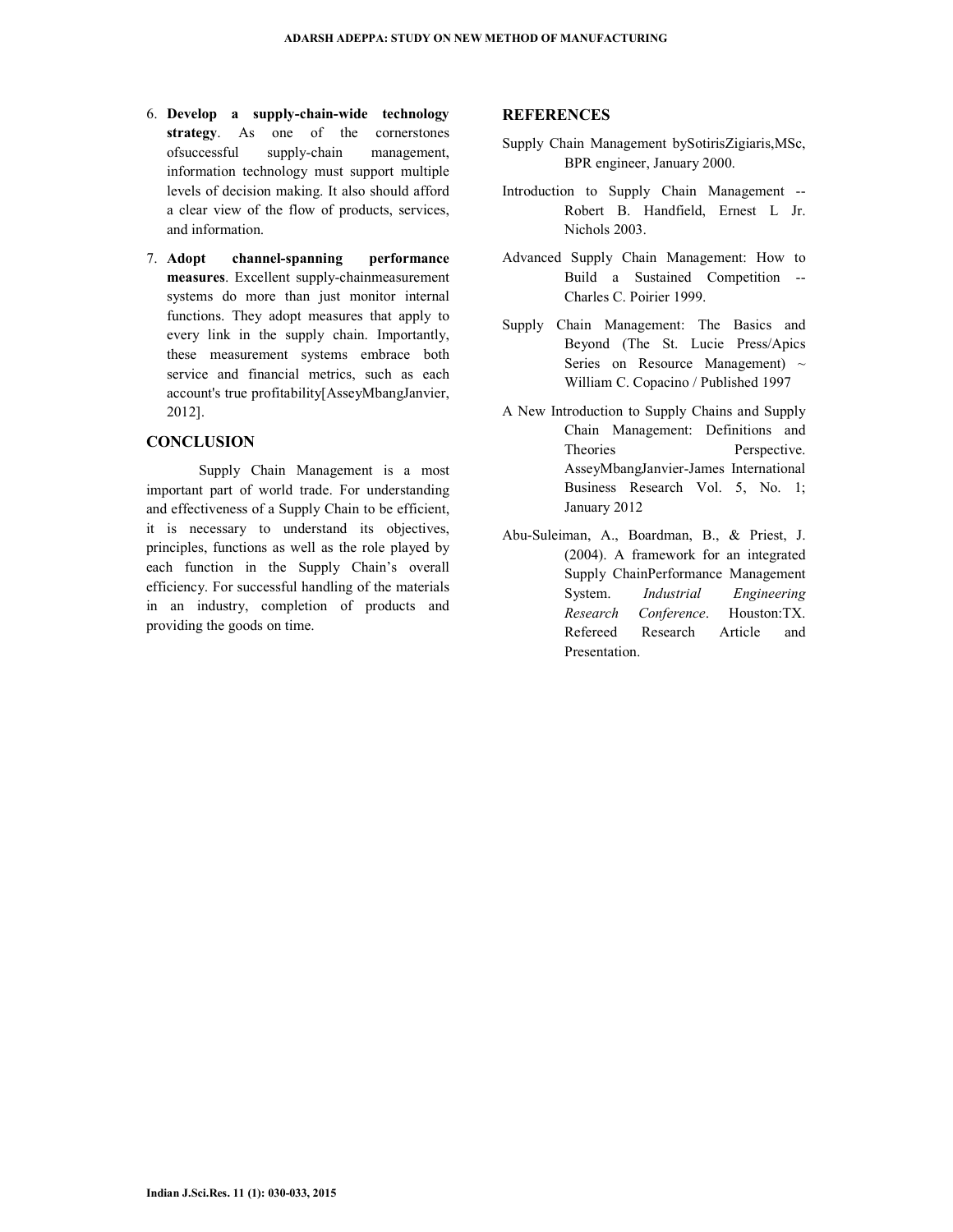6. **Develop a supply-chain-wide technology strategy**. As one of the cornerstones ofsuccessful supply-chain management, information technology must support multiple levels of decision making. It also should afford a clear view of the flow of products, services, and information.

7. **Adopt channel-spanning performance measures**. Excellent supply-chainmeasurement systems do more than just monitor internal functions. They adopt measures that apply to every link in the supply chain. Importantly, these measurement systems embrace both service and financial metrics, such as each account's true profitability[AsseyMbangJanvier, 2012].

## CONCLUSION

Supply Chain Management is a most important part of world trade. For understanding and effectiveness of a Supply Chain to be efficient, it is necessary to understand its objectives, principles, functions as well as the role played by each function in the Supply Chain's overall efficiency. For successful handling of the materials in an industry, completion of products and providing the goods on time.

## REFERENCES

Supply Chain Management bySotirisZigiaris,MSc, BPR engineer, January 2000.

Introduction to Supply Chain Management -- Robert B. Handfield, Ernest L Jr. Nichols 2003.

Advanced Supply Chain Management: How to Build a Sustained Competition -- Charles C. Poirier 1999.

Supply Chain Management: The Basics and Beyond (The St. Lucie Press/Apics Series on Resource Management) ~ William C. Copacino / Published 1997

A New Introduction to Supply Chains and Supply Chain Management: Definitions and Theories Perspective. AsseyMbangJanvier-James International Business Research Vol. 5, No. 1; January 2012

Abu-Suleiman, A., Boardman, B., & Priest, J. (2004). A framework for an integrated Supply ChainPerformance Management System. *Industrial Engineering Research Conference*. Houston:TX. Refereed Research Article and Presentation.